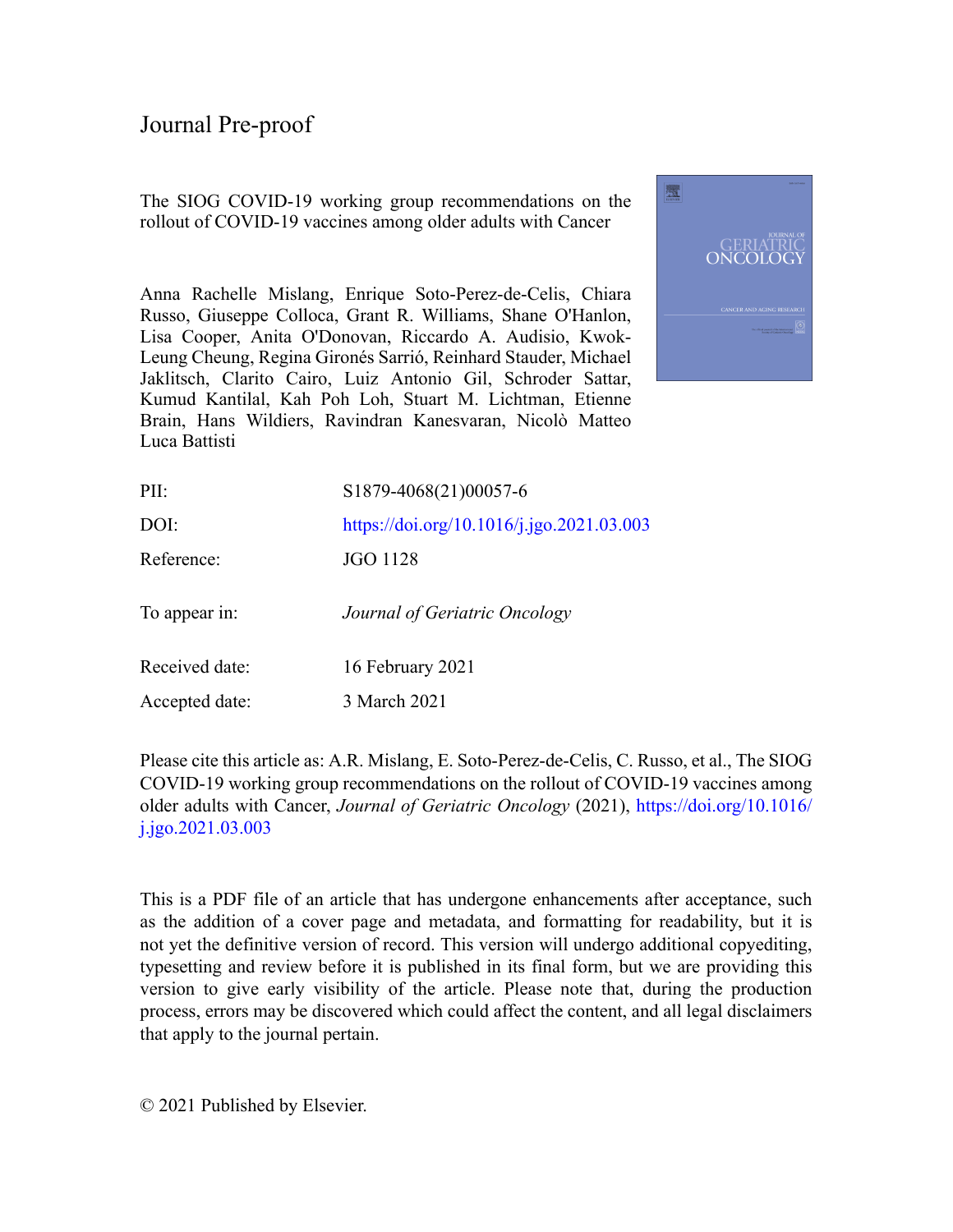Journal Pre-proof

The SIOG COVID-19 working group recommendations on the rollout of COVID-19 vaccines among older adults with Cancer

Anna Rachelle Mislang, Enrique Soto-Perez-de-Celis, Chiara Russo, Giuseppe Colloca, Grant R. Williams, Shane O'Hanlon, Lisa Cooper, Anita O'Donovan, Riccardo A. Audisio, Kwok-Leung Cheung, Regina Gironés Sarrió, Reinhard Stauder, Michael Jaklitsch, Clarito Cairo, Luiz Antonio Gil, Schroder Sattar, Kumud Kantilal, Kah Poh Loh, Stuart M. Lichtman, Etienne Brain, Hans Wildiers, Ravindran Kanesvaran, Nicolò Matteo Luca Battisti

| | |
|---|---|
| PII: | S1879-4068(21)00057-6 |
| DOI: | https://doi.org/10.1016/j.jgo.2021.03.003 |
| Reference: | JGO 1128 |
| To appear in: | *Journal of Geriatric Oncology* |
| Received date: | 16 February 2021 |
| Accepted date: | 3 March 2021 |

Please cite this article as: A.R. Mislang, E. Soto-Perez-de-Celis, C. Russo, et al., The SIOG COVID-19 working group recommendations on the rollout of COVID-19 vaccines among older adults with Cancer, *Journal of Geriatric Oncology* (2021), https://doi.org/10.1016/j.jgo.2021.03.003

This is a PDF file of an article that has undergone enhancements after acceptance, such as the addition of a cover page and metadata, and formatting for readability, but it is not yet the definitive version of record. This version will undergo additional copyediting, typesetting and review before it is published in its final form, but we are providing this version to give early visibility of the article. Please note that, during the production process, errors may be discovered which could affect the content, and all legal disclaimers that apply to the journal pertain.

© 2021 Published by Elsevier.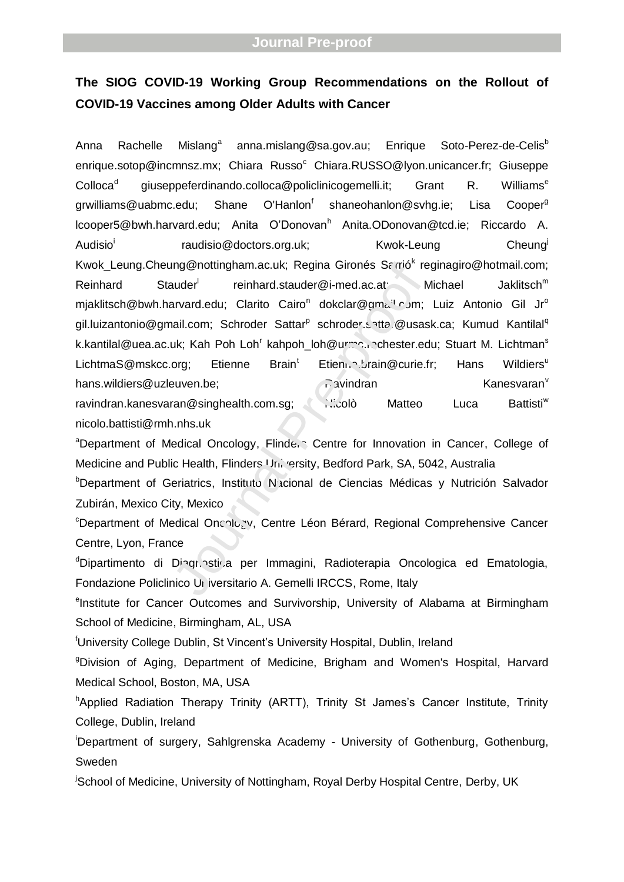# The SIOG COVID-19 Working Group Recommendations on the Rollout of COVID-19 Vaccines among Older Adults with Cancer

Anna Rachelle Mislang[a] anna.mislang@sa.gov.au; Enrique Soto-Perez-de-Celis[b] enrique.sotop@incmnsz.mx; Chiara Russo[c] Chiara.RUSSO@lyon.unicancer.fr; Giuseppe Colloca[d] giuseppeferdinando.colloca@policlinicogemelli.it; Grant R. Williams[e] grwilliams@uabmc.edu; Shane O'Hanlon[f] shaneohanlon@svhg.ie; Lisa Cooper[g] lcooper5@bwh.harvard.edu; Anita O'Donovan[h] Anita.ODonovan@tcd.ie; Riccardo A. Audisio[i] raudisio@doctors.org.uk; Kwok-Leung Cheung[j] Kwok_Leung.Cheung@nottingham.ac.uk; Regina Gironés Sarrió[k] reginagiro@hotmail.com; Reinhard Stauder[l] reinhard.stauder@i-med.ac.at; Michael Jaklitsch[m] mjaklitsch@bwh.harvard.edu; Clarito Cairo[n] dokclar@gmail.com; Luiz Antonio Gil Jr[o] gil.luizantonio@gmail.com; Schroder Sattar[p] schroder.sattar@usask.ca; Kumud Kantilal[q] k.kantilal@uea.ac.uk; Kah Poh Loh[r] kahpoh_loh@urmc.rochester.edu; Stuart M. Lichtman[s] LichtmaS@mskcc.org; Etienne Brain[t] Etienne.brain@curie.fr; Hans Wildiers[u] hans.wildiers@uzleuven.be; Ravindran Kanesvaran[v] ravindran.kanesvaran@singhealth.com.sg; Nicolò Matteo Luca Battisti[w] nicolo.battisti@rmh.nhs.uk

[a]Department of Medical Oncology, Flinders Centre for Innovation in Cancer, College of Medicine and Public Health, Flinders University, Bedford Park, SA, 5042, Australia

[b]Department of Geriatrics, Instituto Nacional de Ciencias Médicas y Nutrición Salvador Zubirán, Mexico City, Mexico

[c]Department of Medical Oncology, Centre Léon Bérard, Regional Comprehensive Cancer Centre, Lyon, France

[d]Dipartimento di Diagnostica per Immagini, Radioterapia Oncologica ed Ematologia, Fondazione Policlinico Universitario A. Gemelli IRCCS, Rome, Italy

[e]Institute for Cancer Outcomes and Survivorship, University of Alabama at Birmingham School of Medicine, Birmingham, AL, USA

[f]University College Dublin, St Vincent's University Hospital, Dublin, Ireland

[g]Division of Aging, Department of Medicine, Brigham and Women's Hospital, Harvard Medical School, Boston, MA, USA

[h]Applied Radiation Therapy Trinity (ARTT), Trinity St James's Cancer Institute, Trinity College, Dublin, Ireland

[i]Department of surgery, Sahlgrenska Academy - University of Gothenburg, Gothenburg, Sweden

[j]School of Medicine, University of Nottingham, Royal Derby Hospital Centre, Derby, UK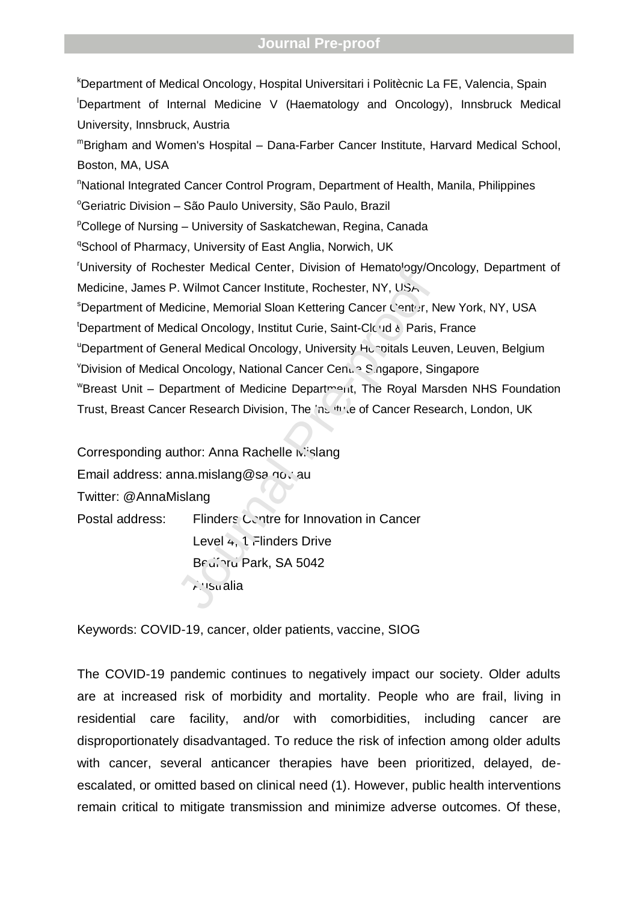[k]Department of Medical Oncology, Hospital Universitari i Politècnic La FE, Valencia, Spain

[l]Department of Internal Medicine V (Haematology and Oncology), Innsbruck Medical University, Innsbruck, Austria

[m]Brigham and Women's Hospital – Dana-Farber Cancer Institute, Harvard Medical School, Boston, MA, USA

[n]National Integrated Cancer Control Program, Department of Health, Manila, Philippines

[o]Geriatric Division – São Paulo University, São Paulo, Brazil

[p]College of Nursing – University of Saskatchewan, Regina, Canada

[q]School of Pharmacy, University of East Anglia, Norwich, UK

[r]University of Rochester Medical Center, Division of Hematology/Oncology, Department of Medicine, James P. Wilmot Cancer Institute, Rochester, NY, USA

[s]Department of Medicine, Memorial Sloan Kettering Cancer Center, New York, NY, USA

[t]Department of Medical Oncology, Institut Curie, Saint-Cloud & Paris, France

[u]Department of General Medical Oncology, University Hospitals Leuven, Leuven, Belgium

[v]Division of Medical Oncology, National Cancer Centre Singapore, Singapore

[w]Breast Unit – Department of Medicine Department, The Royal Marsden NHS Foundation Trust, Breast Cancer Research Division, The Institute of Cancer Research, London, UK

Corresponding author: Anna Rachelle Mislang

Email address: anna.mislang@sa.gov.au

Twitter: @AnnaMislang

Postal address: Flinders Centre for Innovation in Cancer
Level 4, 1 Flinders Drive
Bedford Park, SA 5042
Australia

Keywords: COVID-19, cancer, older patients, vaccine, SIOG

The COVID-19 pandemic continues to negatively impact our society. Older adults are at increased risk of morbidity and mortality. People who are frail, living in residential care facility, and/or with comorbidities, including cancer are disproportionately disadvantaged. To reduce the risk of infection among older adults with cancer, several anticancer therapies have been prioritized, delayed, de-escalated, or omitted based on clinical need (1). However, public health interventions remain critical to mitigate transmission and minimize adverse outcomes. Of these,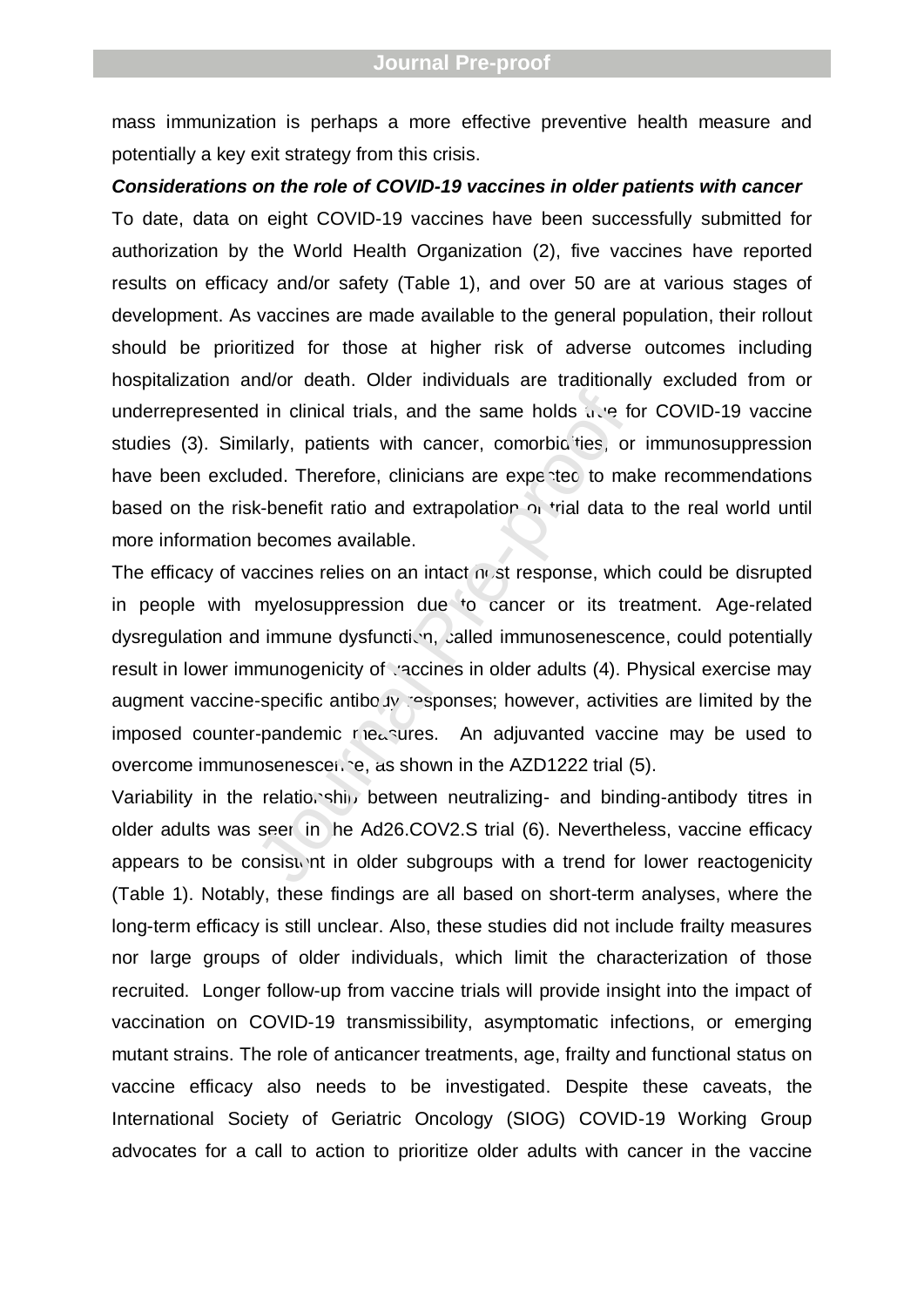mass immunization is perhaps a more effective preventive health measure and potentially a key exit strategy from this crisis.

***Considerations on the role of COVID-19 vaccines in older patients with cancer***

To date, data on eight COVID-19 vaccines have been successfully submitted for authorization by the World Health Organization (2), five vaccines have reported results on efficacy and/or safety (Table 1), and over 50 are at various stages of development. As vaccines are made available to the general population, their rollout should be prioritized for those at higher risk of adverse outcomes including hospitalization and/or death. Older individuals are traditionally excluded from or underrepresented in clinical trials, and the same holds true for COVID-19 vaccine studies (3). Similarly, patients with cancer, comorbidities, or immunosuppression have been excluded. Therefore, clinicians are expected to make recommendations based on the risk-benefit ratio and extrapolation of trial data to the real world until more information becomes available.

The efficacy of vaccines relies on an intact host response, which could be disrupted in people with myelosuppression due to cancer or its treatment. Age-related dysregulation and immune dysfunction, called immunosenescence, could potentially result in lower immunogenicity of vaccines in older adults (4). Physical exercise may augment vaccine-specific antibody responses; however, activities are limited by the imposed counter-pandemic measures. An adjuvanted vaccine may be used to overcome immunosenescence, as shown in the AZD1222 trial (5).

Variability in the relationship between neutralizing- and binding-antibody titres in older adults was seen in the Ad26.COV2.S trial (6). Nevertheless, vaccine efficacy appears to be consistent in older subgroups with a trend for lower reactogenicity (Table 1). Notably, these findings are all based on short-term analyses, where the long-term efficacy is still unclear. Also, these studies did not include frailty measures nor large groups of older individuals, which limit the characterization of those recruited. Longer follow-up from vaccine trials will provide insight into the impact of vaccination on COVID-19 transmissibility, asymptomatic infections, or emerging mutant strains. The role of anticancer treatments, age, frailty and functional status on vaccine efficacy also needs to be investigated. Despite these caveats, the International Society of Geriatric Oncology (SIOG) COVID-19 Working Group advocates for a call to action to prioritize older adults with cancer in the vaccine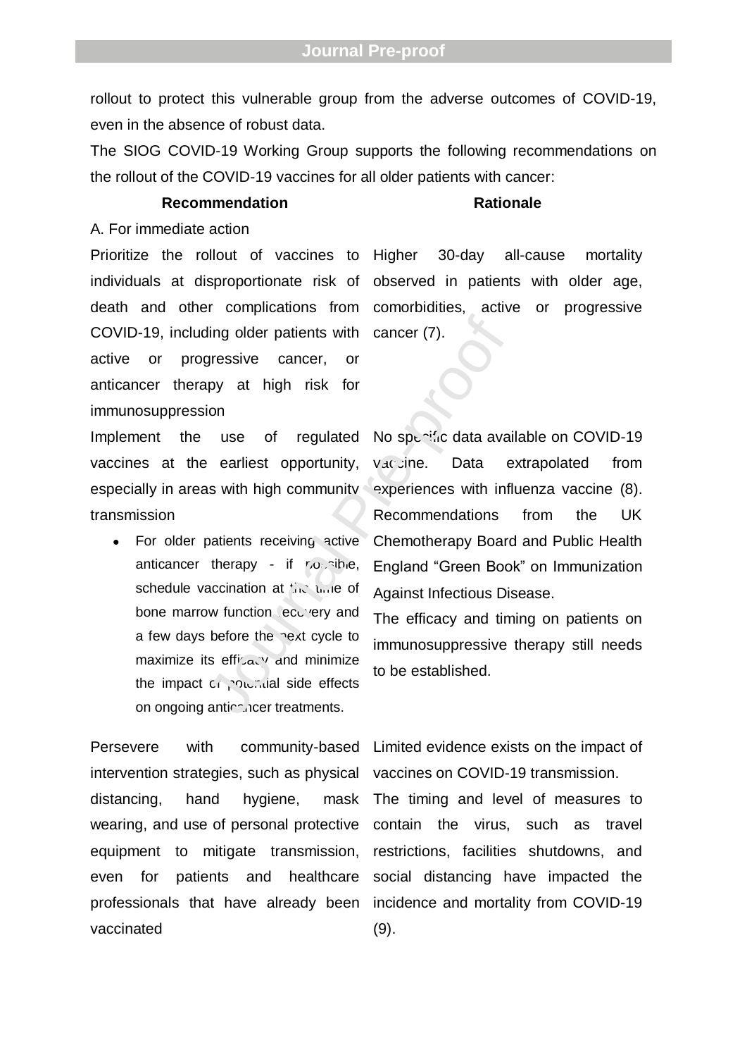rollout to protect this vulnerable group from the adverse outcomes of COVID-19, even in the absence of robust data.

The SIOG COVID-19 Working Group supports the following recommendations on the rollout of the COVID-19 vaccines for all older patients with cancer:

| Recommendation | Rationale |
| --- | --- |
| A. For immediate action | |
| Prioritize the rollout of vaccines to individuals at disproportionate risk of death and other complications from COVID-19, including older patients with active or progressive cancer, or anticancer therapy at high risk for immunosuppression | Higher 30-day all-cause mortality observed in patients with older age, comorbidities, active or progressive cancer (7). |
| Implement the use of regulated vaccines at the earliest opportunity, especially in areas with high community transmission<br>• For older patients receiving active anticancer therapy - if possible, schedule vaccination at the time of bone marrow function recovery and a few days before the next cycle to maximize its efficacy and minimize the impact of potential side effects on ongoing anticancer treatments. | No specific data available on COVID-19 vaccine. Data extrapolated from experiences with influenza vaccine (8). Recommendations from the UK Chemotherapy Board and Public Health England "Green Book" on Immunization Against Infectious Disease.<br>The efficacy and timing on patients on immunosuppressive therapy still needs to be established. |
| Persevere with community-based intervention strategies, such as physical distancing, hand hygiene, mask wearing, and use of personal protective equipment to mitigate transmission, even for patients and healthcare professionals that have already been vaccinated | Limited evidence exists on the impact of vaccines on COVID-19 transmission.<br>The timing and level of measures to contain the virus, such as travel restrictions, facilities shutdowns, and social distancing have impacted the incidence and mortality from COVID-19 (9). |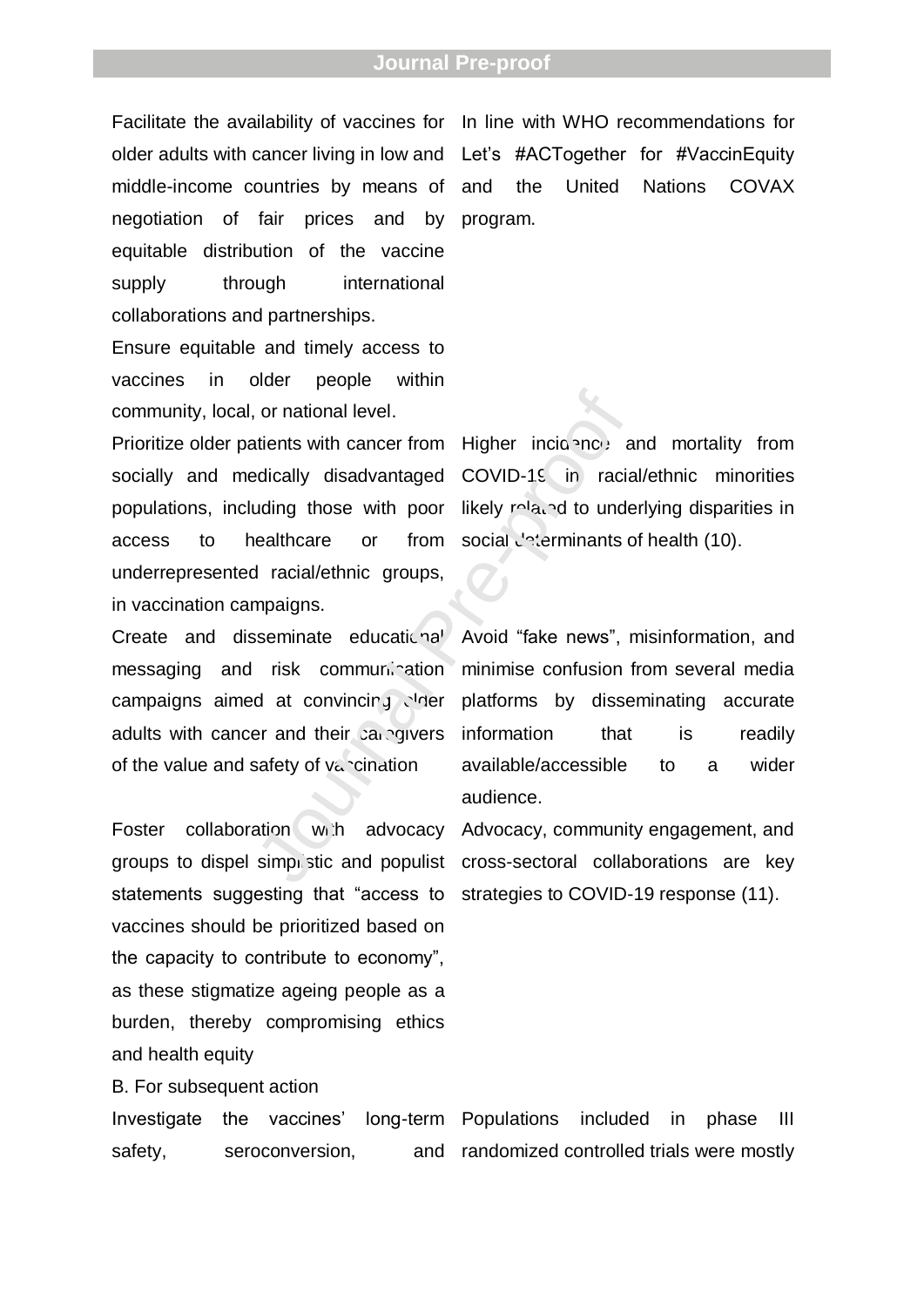| | |
|---|---|
| Facilitate the availability of vaccines for older adults with cancer living in low and middle-income countries by means of negotiation of fair prices and by equitable distribution of the vaccine supply through international collaborations and partnerships. | In line with WHO recommendations for Let's #ACTogether for #VaccinEquity and the United Nations COVAX program. |
| Ensure equitable and timely access to vaccines in older people within community, local, or national level. | |
| Prioritize older patients with cancer from socially and medically disadvantaged populations, including those with poor access to healthcare or from underrepresented racial/ethnic groups, in vaccination campaigns. | Higher incidence and mortality from COVID-19 in racial/ethnic minorities likely related to underlying disparities in social determinants of health (10). |
| Create and disseminate educational messaging and risk communication campaigns aimed at convincing older adults with cancer and their caregivers of the value and safety of vaccination | Avoid "fake news", misinformation, and minimise confusion from several media platforms by disseminating accurate information that is readily available/accessible to a wider audience. |
| Foster collaboration with advocacy groups to dispel simplistic and populist statements suggesting that "access to vaccines should be prioritized based on the capacity to contribute to economy", as these stigmatize ageing people as a burden, thereby compromising ethics and health equity | Advocacy, community engagement, and cross-sectoral collaborations are key strategies to COVID-19 response (11). |
| B. For subsequent action | |
| Investigate the vaccines' long-term safety, seroconversion, and | Populations included in phase III randomized controlled trials were mostly |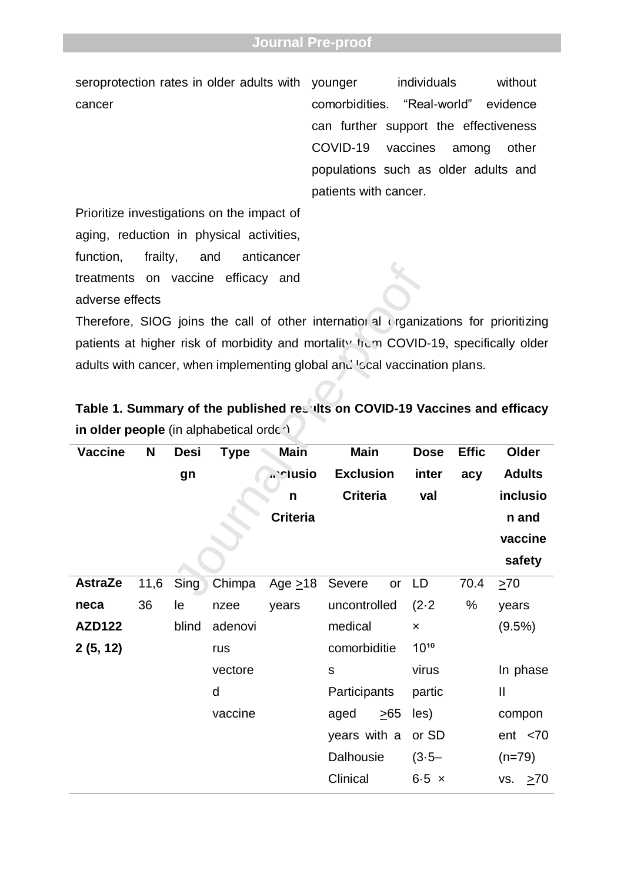| | |
|---|---|
| seroprotection rates in older adults with cancer | younger individuals without comorbidities. "Real-world" evidence can further support the effectiveness COVID-19 vaccines among other populations such as older adults and patients with cancer. |
| Prioritize investigations on the impact of aging, reduction in physical activities, function, frailty, and anticancer treatments on vaccine efficacy and adverse effects | |

Therefore, SIOG joins the call of other international organizations for prioritizing patients at higher risk of morbidity and mortality from COVID-19, specifically older adults with cancer, when implementing global and local vaccination plans.

**Table 1. Summary of the published results on COVID-19 Vaccines and efficacy in older people** (in alphabetical order)

| Vaccine | N | Design | Type | Main Inclusion Criteria | Main Exclusion Criteria | Dose interval | Efficacy | Older Adults inclusion and vaccine safety |
|---|---|---|---|---|---|---|---|---|
| **AstraZeneca AZD1222 (5, 12)** | 11,636 | Single blind | Chimpanzee adenovirus vectored vaccine | Age >18 years | Severe or uncontrolled medical comorbidities<br>Participants aged >65 years with a Dalhousie Clinical | LD ($2 \cdot 2 \times 10^{10}$ virus particles) or SD ($3 \cdot 5$–$6 \cdot 5 \times$ | 70.4 % | >70 years (9.5%)<br><br>In phase II component <70 (n=79) vs. >70 |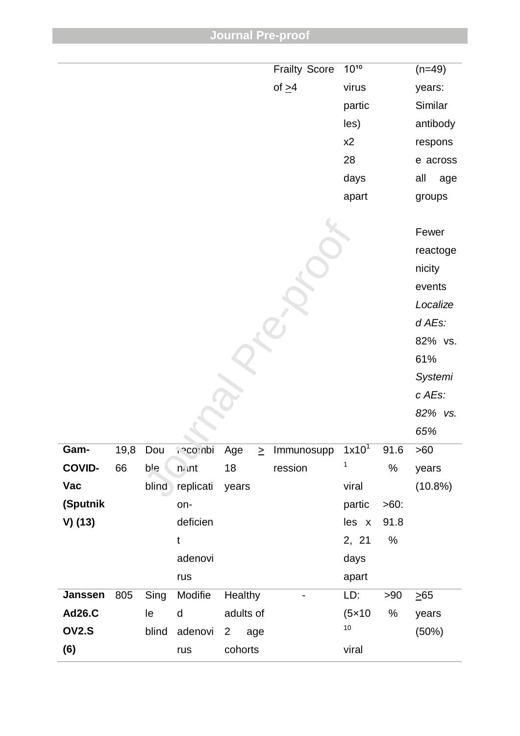| | | | | | | | | |
|---|---|---|---|---|---|---|---|---|
| | | | | | Frailty Score of >4 | $10^{10}$ virus particles) x2 28 days apart | | (n=49) years: Similar antibody response across all age groups<br><br>Fewer reactogenicity events *Localized AEs:* 82% vs. 61% *Systemic AEs:* 82% vs. 65% |
| **Gam-COVID-Vac (Sputnik V) (13)** | 19,866 | Double blind | recombinant replication-deficient adenovirus | Age > 18 years | Immunosuppression | $1x10^{11}$ viral particles x 2, 21 days apart | 91.6 %<br><br>>60: 91.8 % | >60 years (10.8%) |
| **Janssen Ad26.COV2.S (6)** | 805 | Single blind | Modified adenovirus | Healthy adults of 2 age cohorts | - | LD: ($5×10^{10}$ viral | >90 % | >65 years (50%) |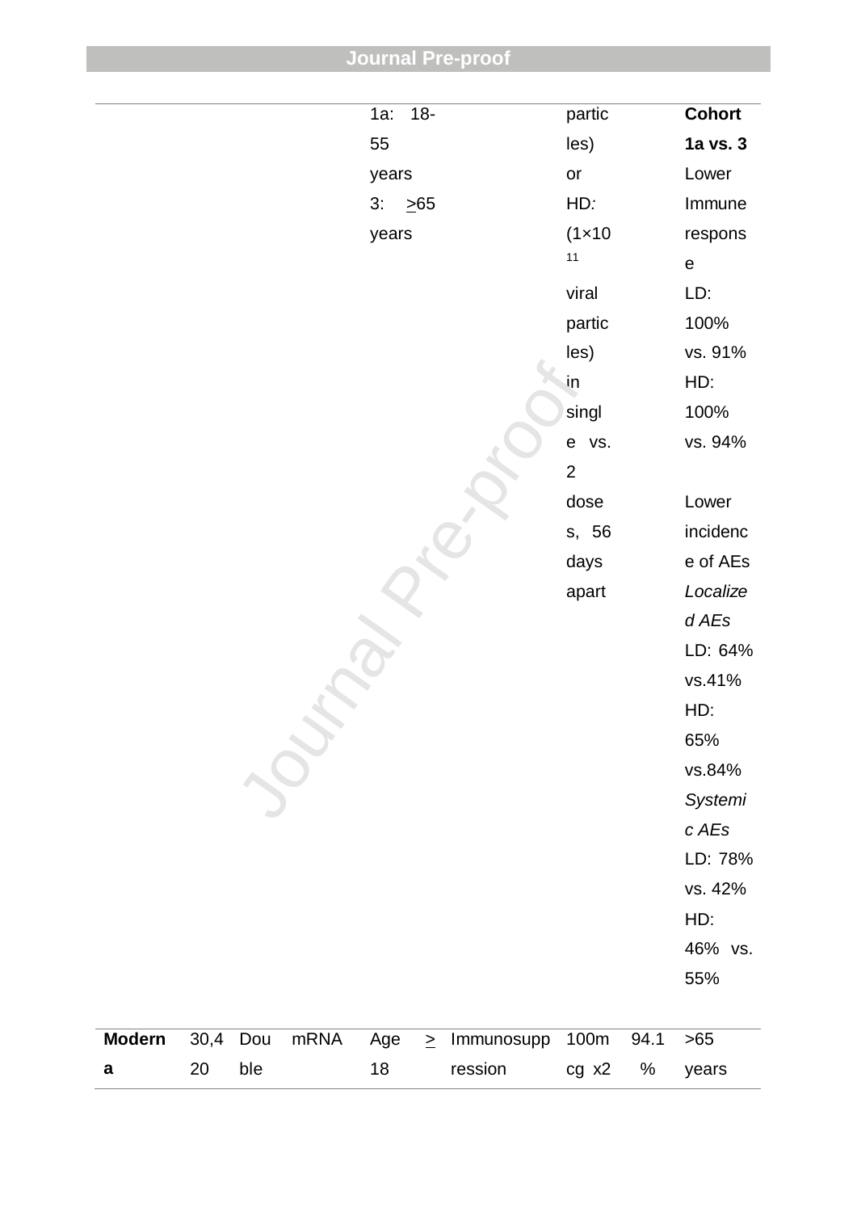| | | | | | | | | |
|---|---|---|---|---|---|---|---|---|
| | | | | 1a: 18-55 years 3: >65 years | | particles) or HD: (1×10[11] viral particles) in single vs. 2 doses, 56 days apart | | **Cohort 1a vs. 3** Lower Immune response LD: 100% vs. 91% HD: 100% vs. 94% Lower incidence of AEs *Localized AEs* LD: 64% vs.41% HD: 65% vs.84% *Systemic AEs* LD: 78% vs. 42% HD: 46% vs. 55% |
| **Moderna** | 30,420 | Double | mRNA | Age > 18 | Immunosuppression | 100mcg x2 | 94.1% | >65 years |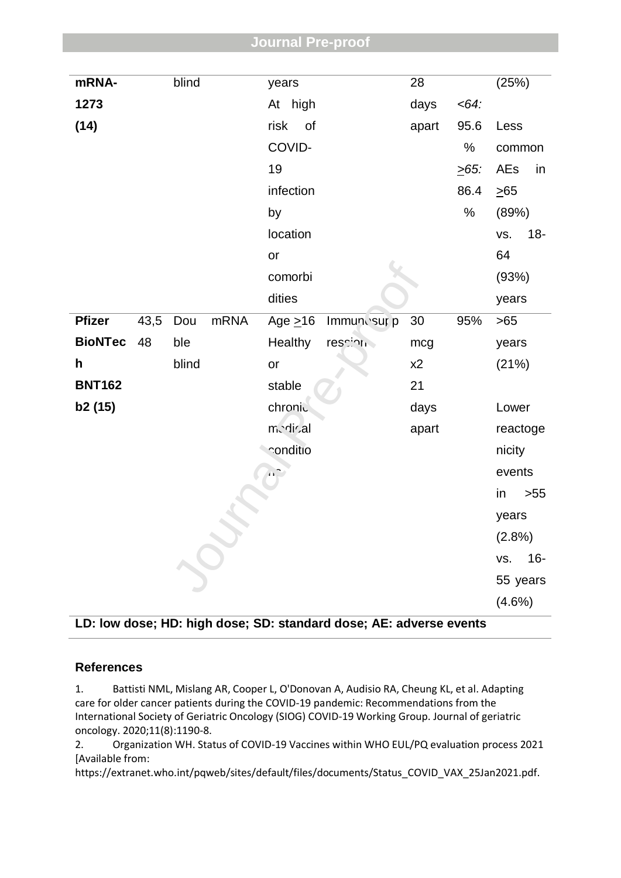| | | | | | | | | |
|---|---|---|---|---|---|---|---|---|
| mRNA-1273 (14) | | blind | | years At high risk of COVID-19 infection by location or comorbidities | | 28 days apart | *<64:* 95.6 % *≥65:* 86.4 % | (25%) Less common AEs in ≥65 (89%) vs. 18-64 (93%) years |
| **Pfizer BioNTech BNT162b2 (15)** | 43,548 | Double blind | mRNA | Age ≥16 Healthy or stable chronic medical conditions | Immunosuppression | 30 mcg x2 21 days apart | 95% | >65 years (21%) Lower reactogenicity events in >55 years (2.8%) vs. 16-55 years (4.6%) |

**LD: low dose; HD: high dose; SD: standard dose; AE: adverse events**

## References

1. Battisti NML, Mislang AR, Cooper L, O'Donovan A, Audisio RA, Cheung KL, et al. Adapting care for older cancer patients during the COVID-19 pandemic: Recommendations from the International Society of Geriatric Oncology (SIOG) COVID-19 Working Group. Journal of geriatric oncology. 2020;11(8):1190-8.
2. Organization WH. Status of COVID-19 Vaccines within WHO EUL/PQ evaluation process 2021 [Available from: https://extranet.who.int/pqweb/sites/default/files/documents/Status_COVID_VAX_25Jan2021.pdf.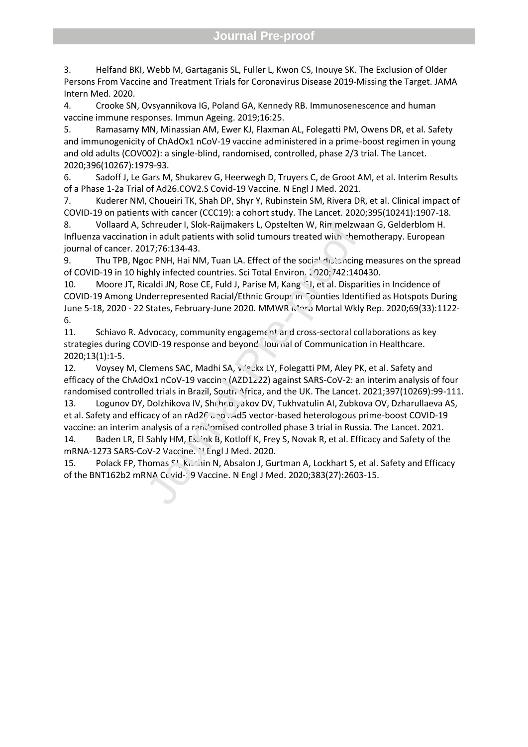3. Helfand BKI, Webb M, Gartaganis SL, Fuller L, Kwon CS, Inouye SK. The Exclusion of Older Persons From Vaccine and Treatment Trials for Coronavirus Disease 2019-Missing the Target. JAMA Intern Med. 2020.

4. Crooke SN, Ovsyannikova IG, Poland GA, Kennedy RB. Immunosenescence and human vaccine immune responses. Immun Ageing. 2019;16:25.

5. Ramasamy MN, Minassian AM, Ewer KJ, Flaxman AL, Folegatti PM, Owens DR, et al. Safety and immunogenicity of ChAdOx1 nCoV-19 vaccine administered in a prime-boost regimen in young and old adults (COV002): a single-blind, randomised, controlled, phase 2/3 trial. The Lancet. 2020;396(10267):1979-93.

6. Sadoff J, Le Gars M, Shukarev G, Heerwegh D, Truyers C, de Groot AM, et al. Interim Results of a Phase 1-2a Trial of Ad26.COV2.S Covid-19 Vaccine. N Engl J Med. 2021.

7. Kuderer NM, Choueiri TK, Shah DP, Shyr Y, Rubinstein SM, Rivera DR, et al. Clinical impact of COVID-19 on patients with cancer (CCC19): a cohort study. The Lancet. 2020;395(10241):1907-18.

8. Vollaard A, Schreuder I, Slok-Raijmakers L, Opstelten W, Rimmelzwaan G, Gelderblom H. Influenza vaccination in adult patients with solid tumours treated with chemotherapy. European journal of cancer. 2017;76:134-43.

9. Thu TPB, Ngoc PNH, Hai NM, Tuan LA. Effect of the social distancing measures on the spread of COVID-19 in 10 highly infected countries. Sci Total Environ. 2020;742:140430.

10. Moore JT, Ricaldi JN, Rose CE, Fuld J, Parise M, Kang GJ, et al. Disparities in Incidence of COVID-19 Among Underrepresented Racial/Ethnic Groups in Counties Identified as Hotspots During June 5-18, 2020 - 22 States, February-June 2020. MMWR Morb Mortal Wkly Rep. 2020;69(33):1122-6.

11. Schiavo R. Advocacy, community engagement and cross-sectoral collaborations as key strategies during COVID-19 response and beyond. Journal of Communication in Healthcare. 2020;13(1):1-5.

12. Voysey M, Clemens SAC, Madhi SA, Weckx LY, Folegatti PM, Aley PK, et al. Safety and efficacy of the ChAdOx1 nCoV-19 vaccine (AZD1222) against SARS-CoV-2: an interim analysis of four randomised controlled trials in Brazil, South Africa, and the UK. The Lancet. 2021;397(10269):99-111.

13. Logunov DY, Dolzhikova IV, Shcheblyakov DV, Tukhvatulin AI, Zubkova OV, Dzharullaeva AS, et al. Safety and efficacy of an rAd26 and rAd5 vector-based heterologous prime-boost COVID-19 vaccine: an interim analysis of a randomised controlled phase 3 trial in Russia. The Lancet. 2021.

14. Baden LR, El Sahly HM, Essink B, Kotloff K, Frey S, Novak R, et al. Efficacy and Safety of the mRNA-1273 SARS-CoV-2 Vaccine. N Engl J Med. 2020.

15. Polack FP, Thomas SJ, Kitchin N, Absalon J, Gurtman A, Lockhart S, et al. Safety and Efficacy of the BNT162b2 mRNA Covid-19 Vaccine. N Engl J Med. 2020;383(27):2603-15.